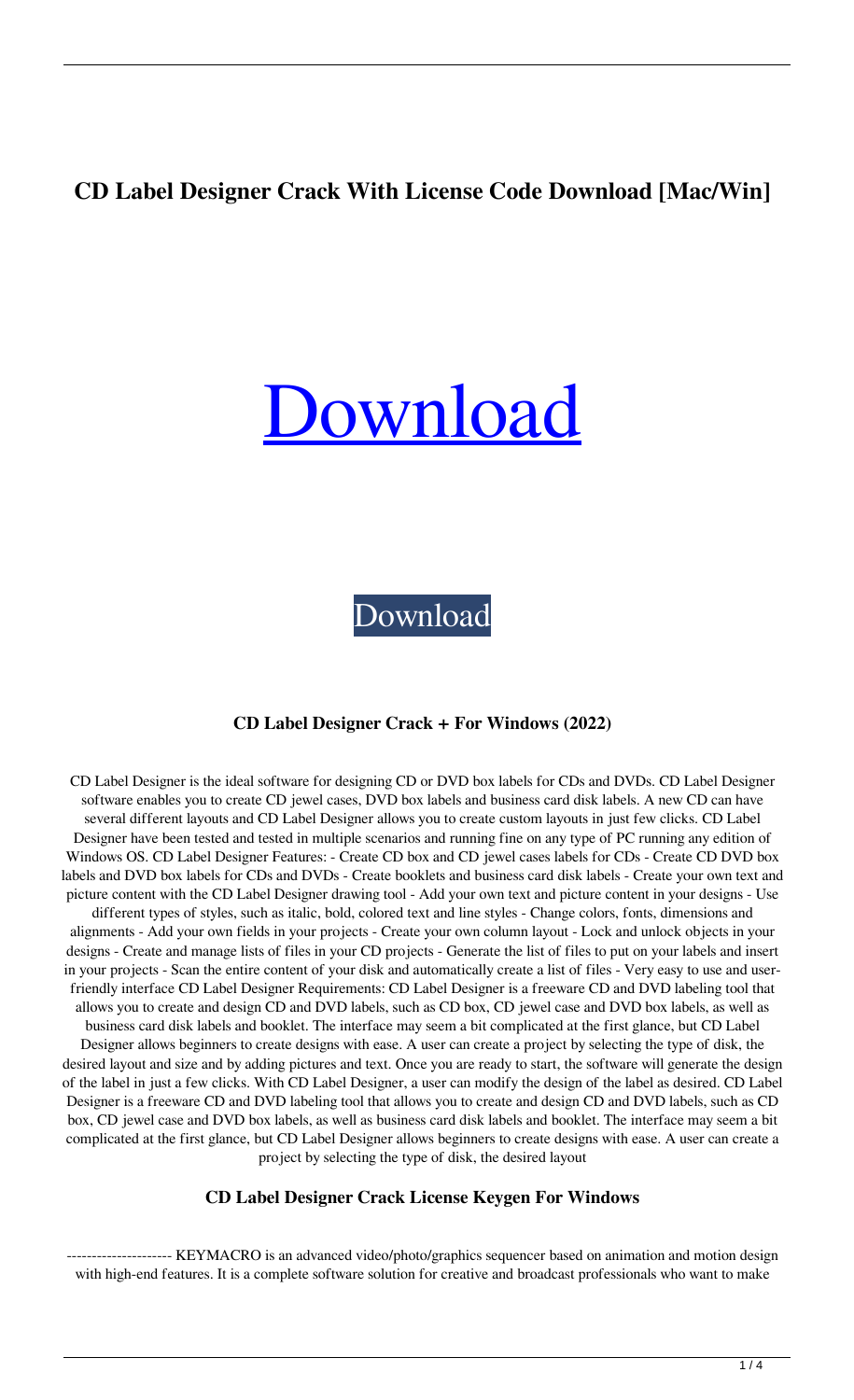# CD Label Designer Crack With License Code Download [Mac/Win]

Download

Download

### CD Label Designer Crack + For Windows (2022)

CD Label Designer is the ideal software for designing CD or DVD box labels for CDs and DVDs. CD Label Designer software enables you to create CD jewel cases, DVD box labels and business card disk labels. A new CD can have several different layouts and CD Label Designer allows you to create custom layouts in just few clicks. CD Label Designer have been tested and tested in multiple scenarios and running fine on any type of PC running any edition of Windows OS. CD Label Designer Features: - Create CD box and CD jewel cases labels for CDs - Create CD DVD box labels and DVD box labels for CDs and DVDs - Create booklets and business card disk labels - Create your own text and picture content with the CD Label Designer drawing tool - Add your own text and picture content in your designs - Use different types of styles, such as italic, bold, colored text and line styles - Change colors, fonts, dimensions and alignments - Add your own fields in your projects - Create your own column layout - Lock and unlock objects in your designs - Create and manage lists of files in your CD projects - Generate the list of files to put on your labels and insert in your projects - Scan the entire content of your disk and automatically create a list of files - Very easy to use and user-friendly interface CD Label Designer Requirements: CD Label Designer is a freeware CD and DVD labeling tool that allows you to create and design CD and DVD labels, such as CD box, CD jewel case and DVD box labels, as well as business card disk labels and booklet. The interface may seem a bit complicated at the first glance, but CD Label Designer allows beginners to create designs with ease. A user can create a project by selecting the type of disk, the desired layout and size and by adding pictures and text. Once you are ready to start, the software will generate the design of the label in just a few clicks. With CD Label Designer, a user can modify the design of the label as desired. CD Label Designer is a freeware CD and DVD labeling tool that allows you to create and design CD and DVD labels, such as CD box, CD jewel case and DVD box labels, as well as business card disk labels and booklet. The interface may seem a bit complicated at the first glance, but CD Label Designer allows beginners to create designs with ease. A user can create a project by selecting the type of disk, the desired layout

### CD Label Designer Crack License Keygen For Windows

--------------------- KEYMACRO is an advanced video/photo/graphics sequencer based on animation and motion design with high-end features. It is a complete software solution for creative and broadcast professionals who want to make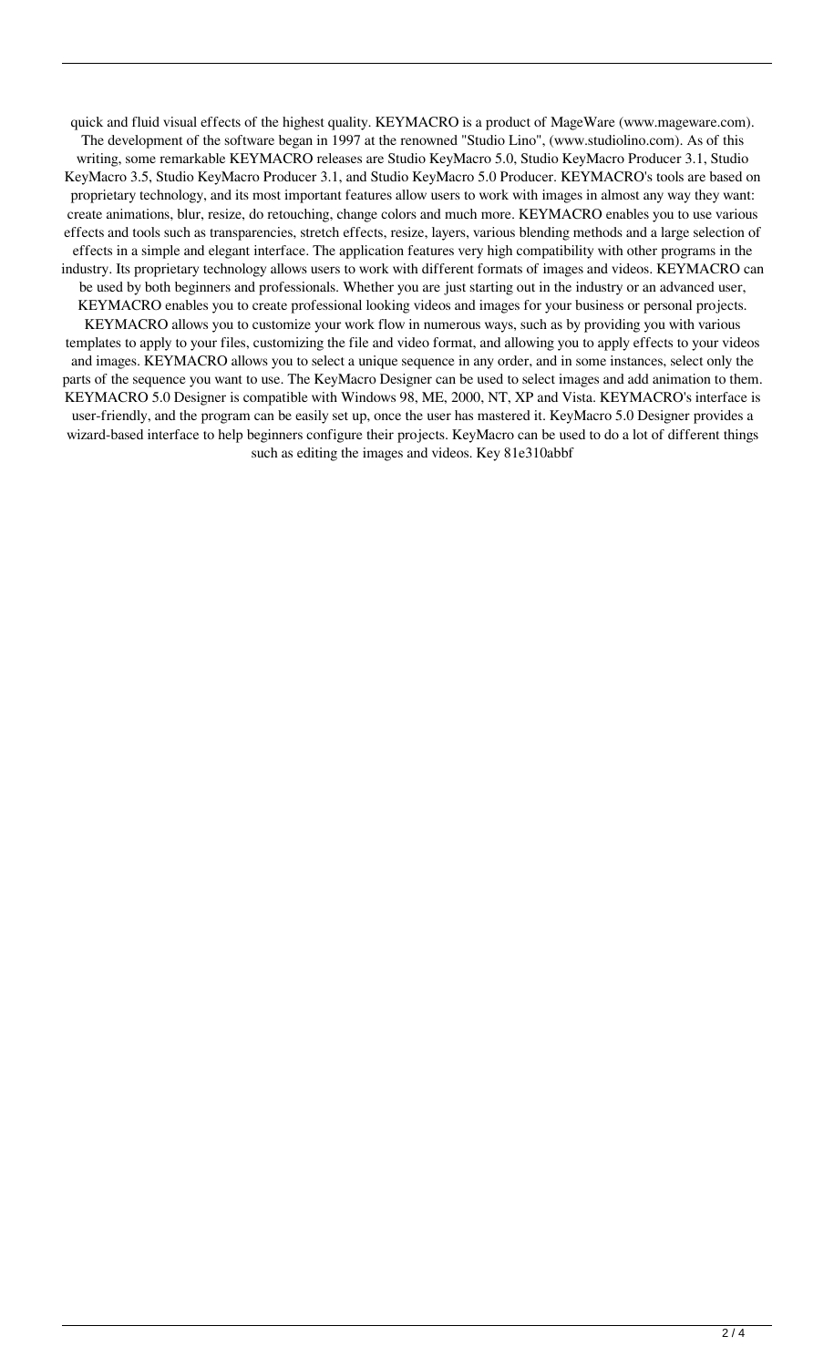quick and fluid visual effects of the highest quality. KEYMACRO is a product of MageWare (www.mageware.com). The development of the software began in 1997 at the renowned "Studio Lino", (www.studiolino.com). As of this writing, some remarkable KEYMACRO releases are Studio KeyMacro 5.0, Studio KeyMacro Producer 3.1, Studio KeyMacro 3.5, Studio KeyMacro Producer 3.1, and Studio KeyMacro 5.0 Producer. KEYMACRO's tools are based on proprietary technology, and its most important features allow users to work with images in almost any way they want: create animations, blur, resize, do retouching, change colors and much more. KEYMACRO enables you to use various effects and tools such as transparencies, stretch effects, resize, layers, various blending methods and a large selection of effects in a simple and elegant interface. The application features very high compatibility with other programs in the industry. Its proprietary technology allows users to work with different formats of images and videos. KEYMACRO can be used by both beginners and professionals. Whether you are just starting out in the industry or an advanced user, KEYMACRO enables you to create professional looking videos and images for your business or personal projects. KEYMACRO allows you to customize your work flow in numerous ways, such as by providing you with various templates to apply to your files, customizing the file and video format, and allowing you to apply effects to your videos and images. KEYMACRO allows you to select a unique sequence in any order, and in some instances, select only the parts of the sequence you want to use. The KeyMacro Designer can be used to select images and add animation to them. KEYMACRO 5.0 Designer is compatible with Windows 98, ME, 2000, NT, XP and Vista. KEYMACRO's interface is user-friendly, and the program can be easily set up, once the user has mastered it. KeyMacro 5.0 Designer provides a wizard-based interface to help beginners configure their projects. KeyMacro can be used to do a lot of different things such as editing the images and videos. Key 81e310abbf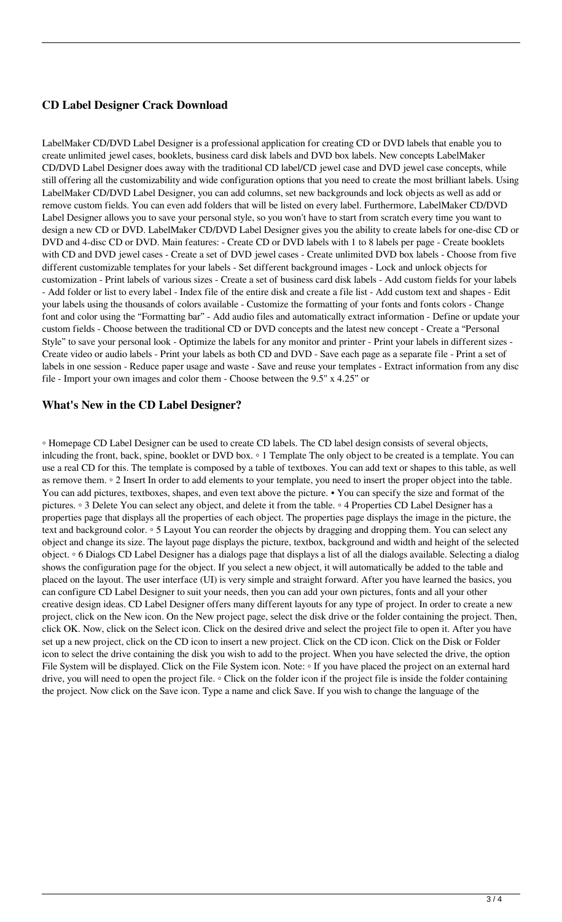## CD Label Designer Crack Download

LabelMaker CD/DVD Label Designer is a professional application for creating CD or DVD labels that enable you to create unlimited jewel cases, booklets, business card disk labels and DVD box labels. New concepts LabelMaker CD/DVD Label Designer does away with the traditional CD label/CD jewel case and DVD jewel case concepts, while still offering all the customizability and wide configuration options that you need to create the most brilliant labels. Using LabelMaker CD/DVD Label Designer, you can add columns, set new backgrounds and lock objects as well as add or remove custom fields. You can even add folders that will be listed on every label. Furthermore, LabelMaker CD/DVD Label Designer allows you to save your personal style, so you won't have to start from scratch every time you want to design a new CD or DVD. LabelMaker CD/DVD Label Designer gives you the ability to create labels for one-disc CD or DVD and 4-disc CD or DVD. Main features: - Create CD or DVD labels with 1 to 8 labels per page - Create booklets with CD and DVD jewel cases - Create a set of DVD jewel cases - Create unlimited DVD box labels - Choose from five different customizable templates for your labels - Set different background images - Lock and unlock objects for customization - Print labels of various sizes - Create a set of business card disk labels - Add custom fields for your labels - Add folder or list to every label - Index file of the entire disk and create a file list - Add custom text and shapes - Edit your labels using the thousands of colors available - Customize the formatting of your fonts and fonts colors - Change font and color using the "Formatting bar" - Add audio files and automatically extract information - Define or update your custom fields - Choose between the traditional CD or DVD concepts and the latest new concept - Create a "Personal Style" to save your personal look - Optimize the labels for any monitor and printer - Print your labels in different sizes - Create video or audio labels - Print your labels as both CD and DVD - Save each page as a separate file - Print a set of labels in one session - Reduce paper usage and waste - Save and reuse your templates - Extract information from any disc file - Import your own images and color them - Choose between the 9.5" x 4.25" or

## What's New in the CD Label Designer?

◦ Homepage CD Label Designer can be used to create CD labels. The CD label design consists of several objects, inlcuding the front, back, spine, booklet or DVD box. ◦ 1 Template The only object to be created is a template. You can use a real CD for this. The template is composed by a table of textboxes. You can add text or shapes to this table, as well as remove them. ◦ 2 Insert In order to add elements to your template, you need to insert the proper object into the table. You can add pictures, textboxes, shapes, and even text above the picture. • You can specify the size and format of the pictures. ◦ 3 Delete You can select any object, and delete it from the table. ◦ 4 Properties CD Label Designer has a properties page that displays all the properties of each object. The properties page displays the image in the picture, the text and background color. ◦ 5 Layout You can reorder the objects by dragging and dropping them. You can select any object and change its size. The layout page displays the picture, textbox, background and width and height of the selected object. ◦ 6 Dialogs CD Label Designer has a dialogs page that displays a list of all the dialogs available. Selecting a dialog shows the configuration page for the object. If you select a new object, it will automatically be added to the table and placed on the layout. The user interface (UI) is very simple and straight forward. After you have learned the basics, you can configure CD Label Designer to suit your needs, then you can add your own pictures, fonts and all your other creative design ideas. CD Label Designer offers many different layouts for any type of project. In order to create a new project, click on the New icon. On the New project page, select the disk drive or the folder containing the project. Then, click OK. Now, click on the Select icon. Click on the desired drive and select the project file to open it. After you have set up a new project, click on the CD icon to insert a new project. Click on the CD icon. Click on the Disk or Folder icon to select the drive containing the disk you wish to add to the project. When you have selected the drive, the option File System will be displayed. Click on the File System icon. Note: ◦ If you have placed the project on an external hard drive, you will need to open the project file. ◦ Click on the folder icon if the project file is inside the folder containing the project. Now click on the Save icon. Type a name and click Save. If you wish to change the language of the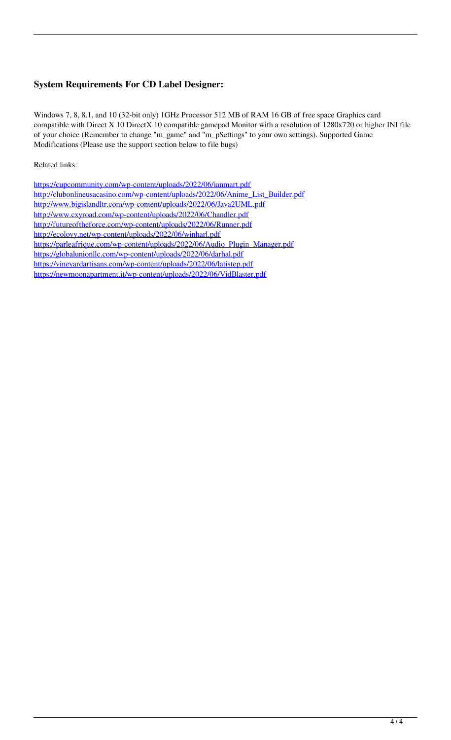## System Requirements For CD Label Designer:

Windows 7, 8, 8.1, and 10 (32-bit only) 1GHz Processor 512 MB of RAM 16 GB of free space Graphics card compatible with Direct X 10 DirectX 10 compatible gamepad Monitor with a resolution of 1280x720 or higher INI file of your choice (Remember to change "m_game" and "m_pSettings" to your own settings). Supported Game Modifications (Please use the support section below to file bugs)

Related links:

https://cupcommunity.com/wp-content/uploads/2022/06/ianmart.pdf
http://clubonlineusacasino.com/wp-content/uploads/2022/06/Anime_List_Builder.pdf
http://www.bigislandltr.com/wp-content/uploads/2022/06/Java2UML.pdf
http://www.cxyroad.com/wp-content/uploads/2022/06/Chandler.pdf
http://futureoftheforce.com/wp-content/uploads/2022/06/Runner.pdf
http://ecolovy.net/wp-content/uploads/2022/06/winharl.pdf
https://parleafrique.com/wp-content/uploads/2022/06/Audio_Plugin_Manager.pdf
https://globalunionllc.com/wp-content/uploads/2022/06/darhal.pdf
https://vineyardartisans.com/wp-content/uploads/2022/06/latistep.pdf
https://newmoonapartment.it/wp-content/uploads/2022/06/VidBlaster.pdf